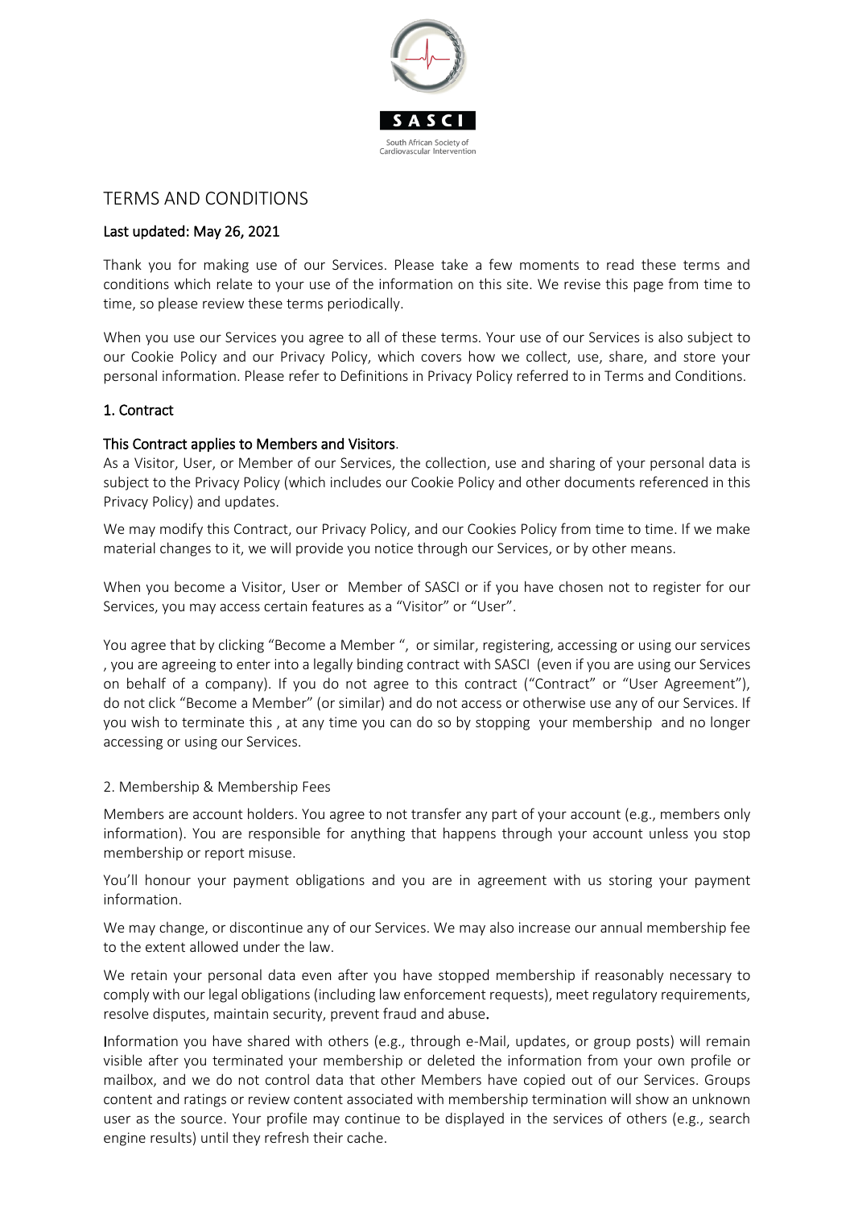SASCI

South African Society of Cardiovascular Intervention

# TERMS AND CONDITIONS

**Last updated: May 26, 2021**

Thank you for making use of our Services. Please take a few moments to read these terms and conditions which relate to your use of the information on this site. We revise this page from time to time, so please review these terms periodically.

When you use our Services you agree to all of these terms. Your use of our Services is also subject to our Cookie Policy and our Privacy Policy, which covers how we collect, use, share, and store your personal information. Please refer to Definitions in Privacy Policy referred to in Terms and Conditions.

## 1. Contract

**This Contract applies to Members and Visitors.**

As a Visitor, User, or Member of our Services, the collection, use and sharing of your personal data is subject to the Privacy Policy (which includes our Cookie Policy and other documents referenced in this Privacy Policy) and updates.

We may modify this Contract, our Privacy Policy, and our Cookies Policy from time to time. If we make material changes to it, we will provide you notice through our Services, or by other means.

When you become a Visitor, User or Member of SASCI or if you have chosen not to register for our Services, you may access certain features as a "Visitor" or "User".

You agree that by clicking "Become a Member ", or similar, registering, accessing or using our services , you are agreeing to enter into a legally binding contract with SASCI (even if you are using our Services on behalf of a company). If you do not agree to this contract ("Contract" or "User Agreement"), do not click "Become a Member" (or similar) and do not access or otherwise use any of our Services. If you wish to terminate this , at any time you can do so by stopping your membership and no longer accessing or using our Services.

## 2. Membership & Membership Fees

Members are account holders. You agree to not transfer any part of your account (e.g., members only information). You are responsible for anything that happens through your account unless you stop membership or report misuse.

You'll honour your payment obligations and you are in agreement with us storing your payment information.

We may change, or discontinue any of our Services. We may also increase our annual membership fee to the extent allowed under the law.

We retain your personal data even after you have stopped membership if reasonably necessary to comply with our legal obligations (including law enforcement requests), meet regulatory requirements, resolve disputes, maintain security, prevent fraud and abuse.

Information you have shared with others (e.g., through e-Mail, updates, or group posts) will remain visible after you terminated your membership or deleted the information from your own profile or mailbox, and we do not control data that other Members have copied out of our Services. Groups content and ratings or review content associated with membership termination will show an unknown user as the source. Your profile may continue to be displayed in the services of others (e.g., search engine results) until they refresh their cache.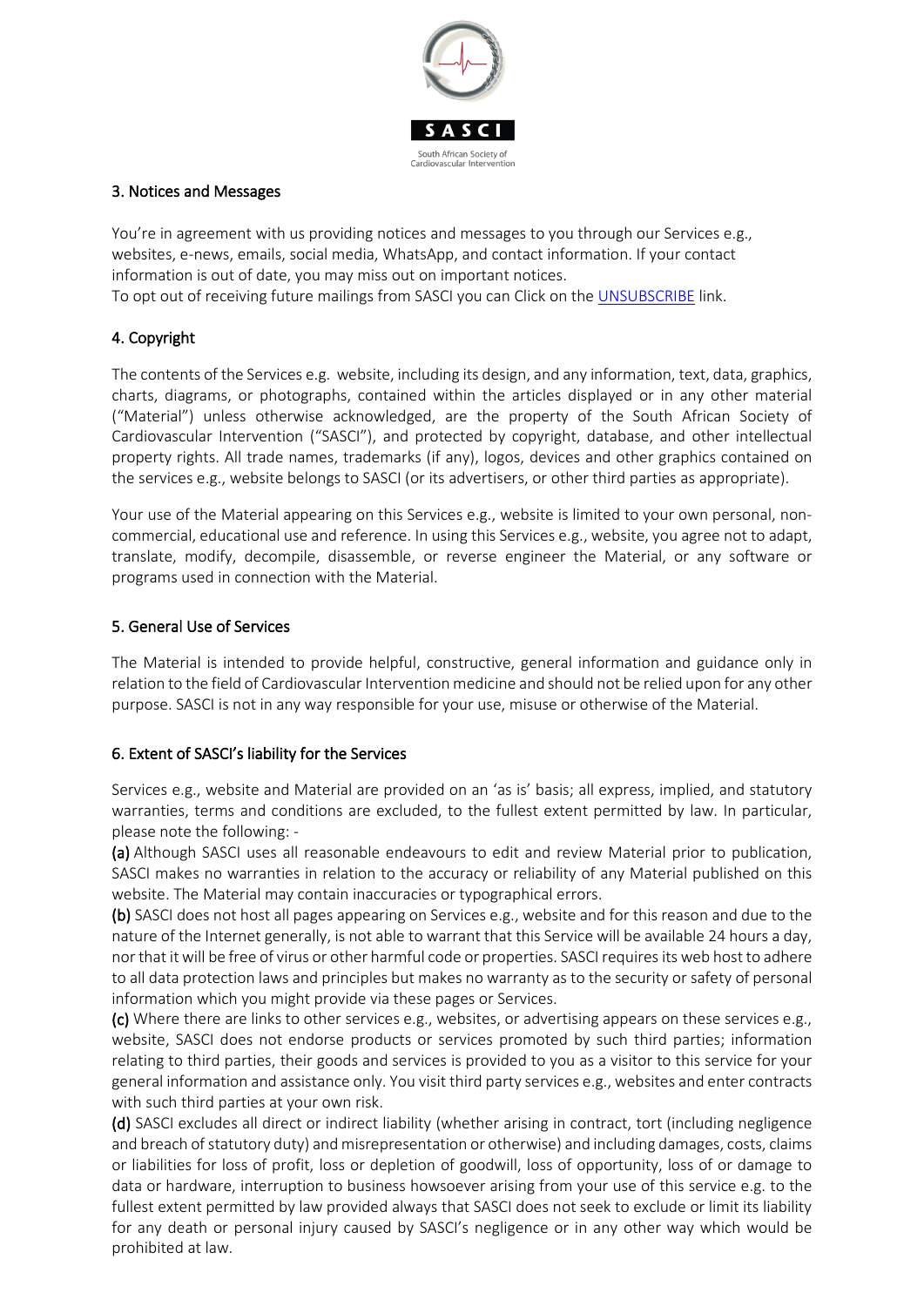## 3. Notices and Messages

You're in agreement with us providing notices and messages to you through our Services e.g., websites, e-news, emails, social media, WhatsApp, and contact information. If your contact information is out of date, you may miss out on important notices.
To opt out of receiving future mailings from SASCI you can Click on the UNSUBSCRIBE link.

## 4. Copyright

The contents of the Services e.g. website, including its design, and any information, text, data, graphics, charts, diagrams, or photographs, contained within the articles displayed or in any other material ("Material") unless otherwise acknowledged, are the property of the South African Society of Cardiovascular Intervention ("SASCI"), and protected by copyright, database, and other intellectual property rights. All trade names, trademarks (if any), logos, devices and other graphics contained on the services e.g., website belongs to SASCI (or its advertisers, or other third parties as appropriate).

Your use of the Material appearing on this Services e.g., website is limited to your own personal, non-commercial, educational use and reference. In using this Services e.g., website, you agree not to adapt, translate, modify, decompile, disassemble, or reverse engineer the Material, or any software or programs used in connection with the Material.

## 5. General Use of Services

The Material is intended to provide helpful, constructive, general information and guidance only in relation to the field of Cardiovascular Intervention medicine and should not be relied upon for any other purpose. SASCI is not in any way responsible for your use, misuse or otherwise of the Material.

## 6. Extent of SASCI's liability for the Services

Services e.g., website and Material are provided on an 'as is' basis; all express, implied, and statutory warranties, terms and conditions are excluded, to the fullest extent permitted by law. In particular, please note the following: -

**(a)** Although SASCI uses all reasonable endeavours to edit and review Material prior to publication, SASCI makes no warranties in relation to the accuracy or reliability of any Material published on this website. The Material may contain inaccuracies or typographical errors.

**(b)** SASCI does not host all pages appearing on Services e.g., website and for this reason and due to the nature of the Internet generally, is not able to warrant that this Service will be available 24 hours a day, nor that it will be free of virus or other harmful code or properties. SASCI requires its web host to adhere to all data protection laws and principles but makes no warranty as to the security or safety of personal information which you might provide via these pages or Services.

**(c)** Where there are links to other services e.g., websites, or advertising appears on these services e.g., website, SASCI does not endorse products or services promoted by such third parties; information relating to third parties, their goods and services is provided to you as a visitor to this service for your general information and assistance only. You visit third party services e.g., websites and enter contracts with such third parties at your own risk.

**(d)** SASCI excludes all direct or indirect liability (whether arising in contract, tort (including negligence and breach of statutory duty) and misrepresentation or otherwise) and including damages, costs, claims or liabilities for loss of profit, loss or depletion of goodwill, loss of opportunity, loss of or damage to data or hardware, interruption to business howsoever arising from your use of this service e.g. to the fullest extent permitted by law provided always that SASCI does not seek to exclude or limit its liability for any death or personal injury caused by SASCI's negligence or in any other way which would be prohibited at law.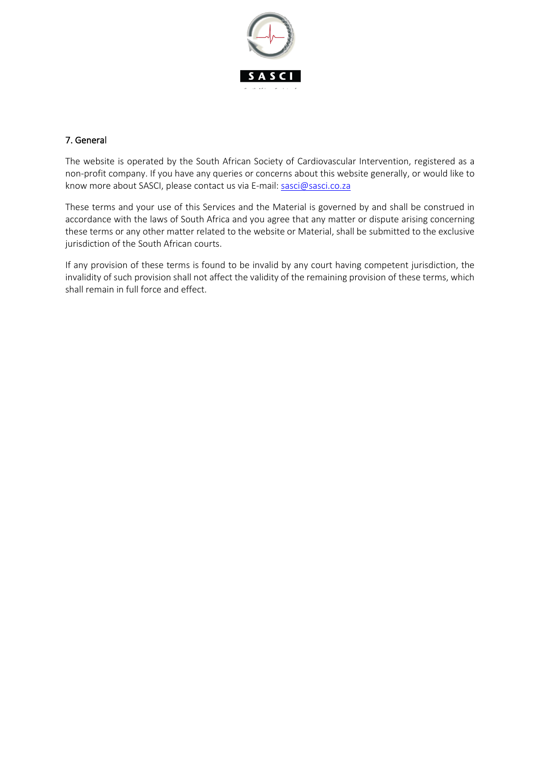## 7. General

The website is operated by the South African Society of Cardiovascular Intervention, registered as a non-profit company. If you have any queries or concerns about this website generally, or would like to know more about SASCI, please contact us via E-mail: sasci@sasci.co.za

These terms and your use of this Services and the Material is governed by and shall be construed in accordance with the laws of South Africa and you agree that any matter or dispute arising concerning these terms or any other matter related to the website or Material, shall be submitted to the exclusive jurisdiction of the South African courts.

If any provision of these terms is found to be invalid by any court having competent jurisdiction, the invalidity of such provision shall not affect the validity of the remaining provision of these terms, which shall remain in full force and effect.